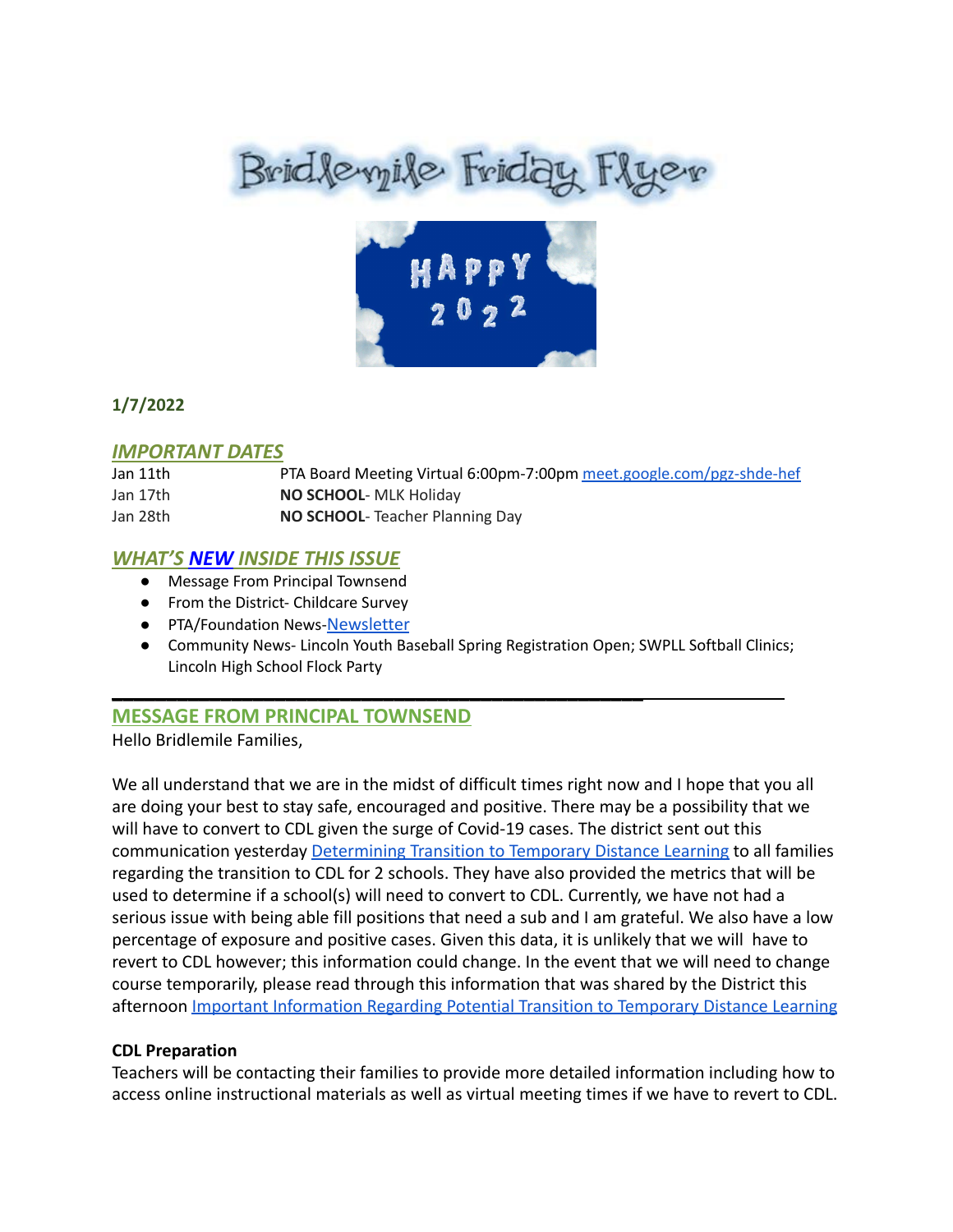# Bridlemile Friday Flyer

**1/7/2022**

## *IMPORTANT DATES*

| | |
|---|---|
| Jan 11th | PTA Board Meeting Virtual 6:00pm-7:00pm meet.google.com/pgz-shde-hef |
| Jan 17th | **NO SCHOOL**- MLK Holiday |
| Jan 28th | **NO SCHOOL**- Teacher Planning Day |

## *WHAT'S NEW INSIDE THIS ISSUE*

- Message From Principal Townsend
- From the District- Childcare Survey
- PTA/Foundation News-Newsletter
- Community News- Lincoln Youth Baseball Spring Registration Open; SWPLL Softball Clinics; Lincoln High School Flock Party

---

## MESSAGE FROM PRINCIPAL TOWNSEND

Hello Bridlemile Families,

We all understand that we are in the midst of difficult times right now and I hope that you all are doing your best to stay safe, encouraged and positive. There may be a possibility that we will have to convert to CDL given the surge of Covid-19 cases. The district sent out this communication yesterday Determining Transition to Temporary Distance Learning to all families regarding the transition to CDL for 2 schools. They have also provided the metrics that will be used to determine if a school(s) will need to convert to CDL. Currently, we have not had a serious issue with being able fill positions that need a sub and I am grateful. We also have a low percentage of exposure and positive cases. Given this data, it is unlikely that we will have to revert to CDL however; this information could change. In the event that we will need to change course temporarily, please read through this information that was shared by the District this afternoon Important Information Regarding Potential Transition to Temporary Distance Learning

**CDL Preparation**

Teachers will be contacting their families to provide more detailed information including how to access online instructional materials as well as virtual meeting times if we have to revert to CDL.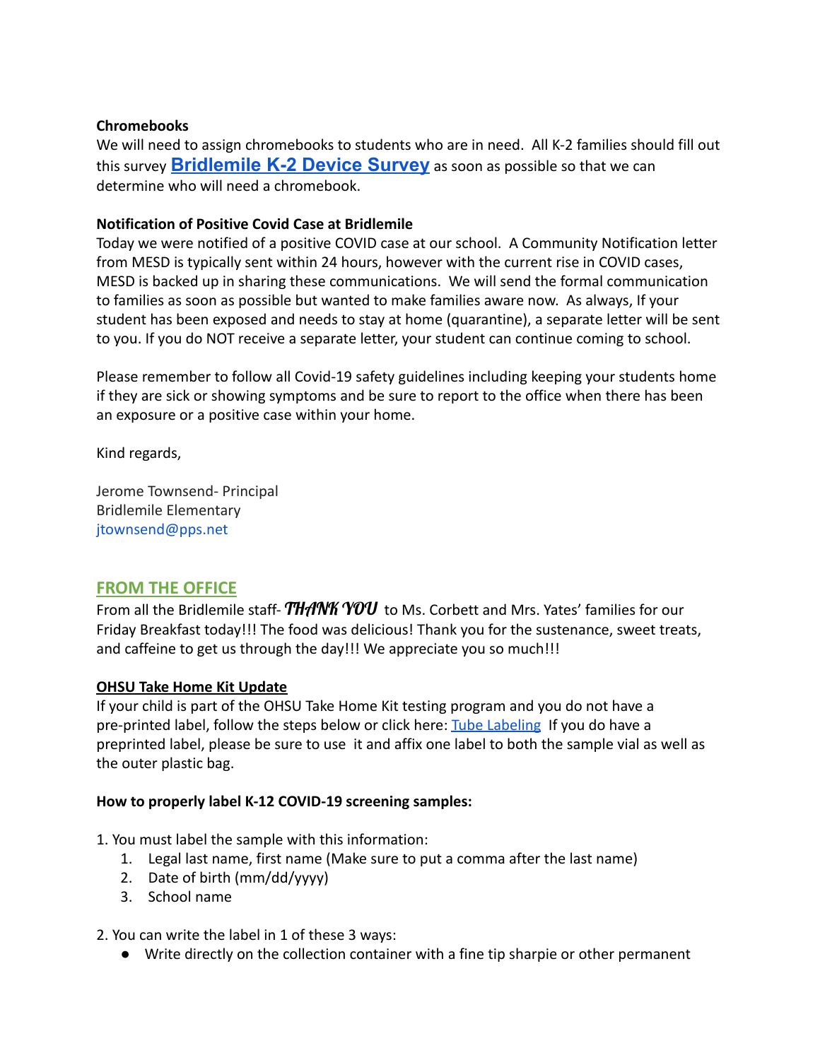**Chromebooks**

We will need to assign chromebooks to students who are in need. All K-2 families should fill out this survey **Bridlemile K-2 Device Survey** as soon as possible so that we can determine who will need a chromebook.

**Notification of Positive Covid Case at Bridlemile**

Today we were notified of a positive COVID case at our school. A Community Notification letter from MESD is typically sent within 24 hours, however with the current rise in COVID cases, MESD is backed up in sharing these communications. We will send the formal communication to families as soon as possible but wanted to make families aware now. As always, If your student has been exposed and needs to stay at home (quarantine), a separate letter will be sent to you. If you do NOT receive a separate letter, your student can continue coming to school.

Please remember to follow all Covid-19 safety guidelines including keeping your students home if they are sick or showing symptoms and be sure to report to the office when there has been an exposure or a positive case within your home.

Kind regards,

Jerome Townsend- Principal
Bridlemile Elementary
jtownsend@pps.net

## FROM THE OFFICE

From all the Bridlemile staff- ***THANK YOU*** to Ms. Corbett and Mrs. Yates' families for our Friday Breakfast today!!! The food was delicious! Thank you for the sustenance, sweet treats, and caffeine to get us through the day!!! We appreciate you so much!!!

**OHSU Take Home Kit Update**

If your child is part of the OHSU Take Home Kit testing program and you do not have a pre-printed label, follow the steps below or click here: Tube Labeling If you do have a preprinted label, please be sure to use it and affix one label to both the sample vial as well as the outer plastic bag.

**How to properly label K-12 COVID-19 screening samples:**

1. You must label the sample with this information:
   1. Legal last name, first name (Make sure to put a comma after the last name)
   2. Date of birth (mm/dd/yyyy)
   3. School name

2. You can write the label in 1 of these 3 ways:
   - Write directly on the collection container with a fine tip sharpie or other permanent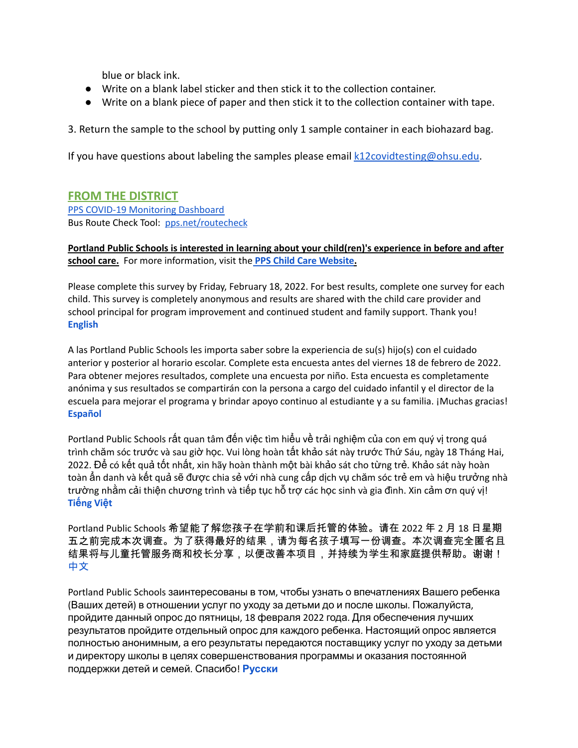blue or black ink.

- Write on a blank label sticker and then stick it to the collection container.
- Write on a blank piece of paper and then stick it to the collection container with tape.

3. Return the sample to the school by putting only 1 sample container in each biohazard bag.

If you have questions about labeling the samples please email k12covidtesting@ohsu.edu.

## FROM THE DISTRICT

PPS COVID-19 Monitoring Dashboard
Bus Route Check Tool: pps.net/routecheck

**Portland Public Schools is interested in learning about your child(ren)'s experience in before and after school care.** For more information, visit the **PPS Child Care Website.**

Please complete this survey by Friday, February 18, 2022. For best results, complete one survey for each child. This survey is completely anonymous and results are shared with the child care provider and school principal for program improvement and continued student and family support. Thank you!
**English**

A las Portland Public Schools les importa saber sobre la experiencia de su(s) hijo(s) con el cuidado anterior y posterior al horario escolar. Complete esta encuesta antes del viernes 18 de febrero de 2022. Para obtener mejores resultados, complete una encuesta por niño. Esta encuesta es completamente anónima y sus resultados se compartirán con la persona a cargo del cuidado infantil y el director de la escuela para mejorar el programa y brindar apoyo continuo al estudiante y a su familia. ¡Muchas gracias!
**Español**

Portland Public Schools rất quan tâm đến việc tìm hiểu về trải nghiệm của con em quý vị trong quá trình chăm sóc trước và sau giờ học. Vui lòng hoàn tất khảo sát này trước Thứ Sáu, ngày 18 Tháng Hai, 2022. Để có kết quả tốt nhất, xin hãy hoàn thành một bài khảo sát cho từng trẻ. Khảo sát này hoàn toàn ẩn danh và kết quả sẽ được chia sẻ với nhà cung cấp dịch vụ chăm sóc trẻ em và hiệu trưởng nhà trường nhằm cải thiện chương trình và tiếp tục hỗ trợ các học sinh và gia đình. Xin cảm ơn quý vị!
**Tiếng Việt**

Portland Public Schools 希望能了解您孩子在学前和课后托管的体验。请在 2022 年 2 月 18 日星期五之前完成本次调查。为了获得最好的结果，请为每名孩子填写一份调查。本次调查完全匿名且结果将与儿童托管服务商和校长分享，以便改善本项目，并持续为学生和家庭提供帮助。谢谢！
中文

Portland Public Schools заинтересованы в том, чтобы узнать о впечатлениях Вашего ребенка (Ваших детей) в отношении услуг по уходу за детьми до и после школы. Пожалуйста, пройдите данный опрос до пятницы, 18 февраля 2022 года. Для обеспечения лучших результатов пройдите отдельный опрос для каждого ребенка. Настоящий опрос является полностью анонимным, а его результаты передаются поставщику услуг по уходу за детьми и директору школы в целях совершенствования программы и оказания постоянной поддержки детей и семей. Спасибо! **Русски**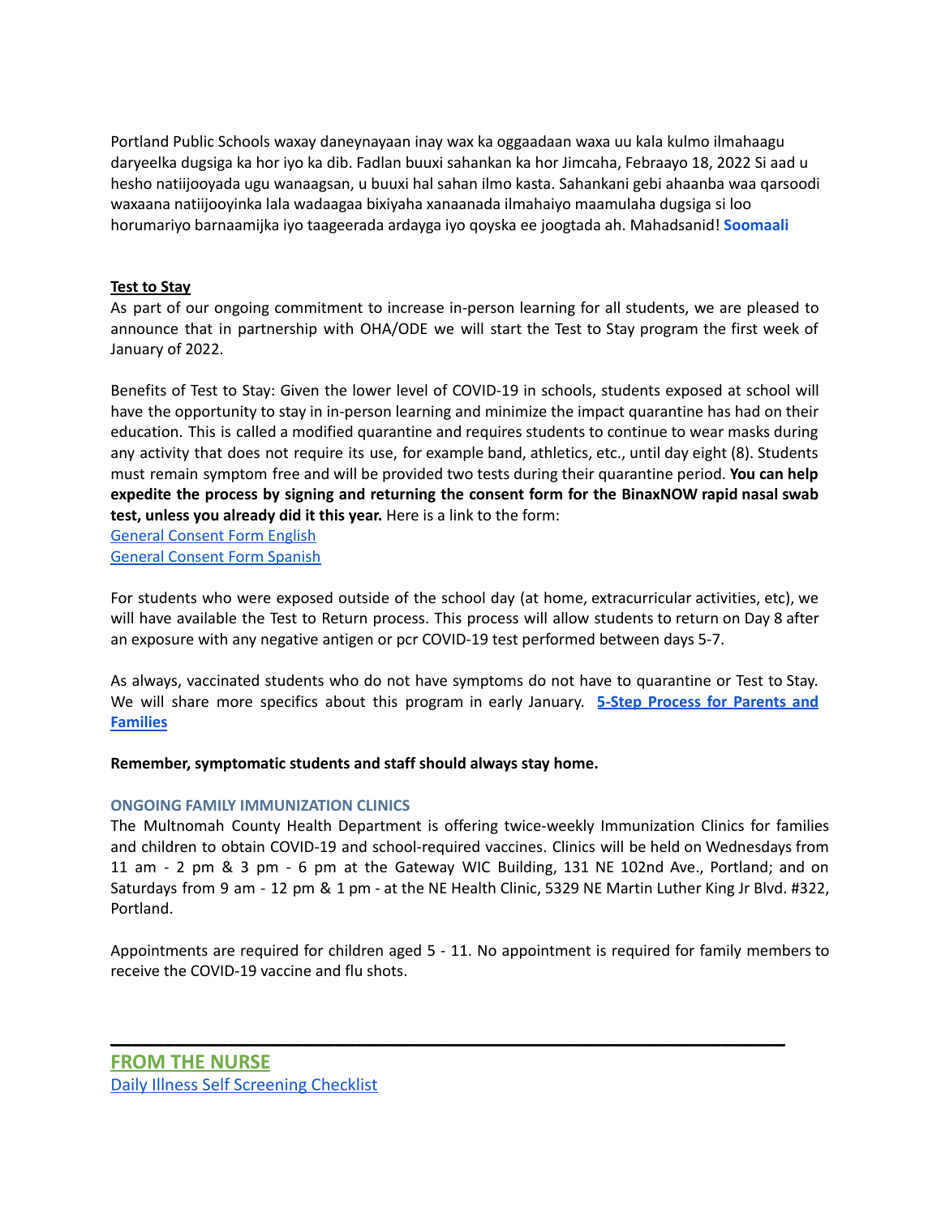Portland Public Schools waxay daneynayaan inay wax ka oggaadaan waxa uu kala kulmo ilmahaagu daryeelka dugsiga ka hor iyo ka dib. Fadlan buuxi sahankan ka hor Jimcaha, Febraayo 18, 2022 Si aad u hesho natiijooyada ugu wanaagsan, u buuxi hal sahan ilmo kasta. Sahankani gebi ahaanba waa qarsoodi waxaana natiijooyinka lala wadaagaa bixiyaha xanaanada ilmahaiyo maamulaha dugsiga si loo horumariyo barnaamijka iyo taageerada ardayga iyo qoyska ee joogtada ah. Mahadsanid! **Soomaali**

**Test to Stay**

As part of our ongoing commitment to increase in-person learning for all students, we are pleased to announce that in partnership with OHA/ODE we will start the Test to Stay program the first week of January of 2022.

Benefits of Test to Stay: Given the lower level of COVID-19 in schools, students exposed at school will have the opportunity to stay in in-person learning and minimize the impact quarantine has had on their education. This is called a modified quarantine and requires students to continue to wear masks during any activity that does not require its use, for example band, athletics, etc., until day eight (8). Students must remain symptom free and will be provided two tests during their quarantine period. **You can help expedite the process by signing and returning the consent form for the BinaxNOW rapid nasal swab test, unless you already did it this year.** Here is a link to the form:

General Consent Form English
General Consent Form Spanish

For students who were exposed outside of the school day (at home, extracurricular activities, etc), we will have available the Test to Return process. This process will allow students to return on Day 8 after an exposure with any negative antigen or pcr COVID-19 test performed between days 5-7.

As always, vaccinated students who do not have symptoms do not have to quarantine or Test to Stay. We will share more specifics about this program in early January. **5-Step Process for Parents and Families**

**Remember, symptomatic students and staff should always stay home.**

**ONGOING FAMILY IMMUNIZATION CLINICS**

The Multnomah County Health Department is offering twice-weekly Immunization Clinics for families and children to obtain COVID-19 and school-required vaccines. Clinics will be held on Wednesdays from 11 am - 2 pm & 3 pm - 6 pm at the Gateway WIC Building, 131 NE 102nd Ave., Portland; and on Saturdays from 9 am - 12 pm & 1 pm - at the NE Health Clinic, 5329 NE Martin Luther King Jr Blvd. #322, Portland.

Appointments are required for children aged 5 - 11. No appointment is required for family members to receive the COVID-19 vaccine and flu shots.

---

## FROM THE NURSE

Daily Illness Self Screening Checklist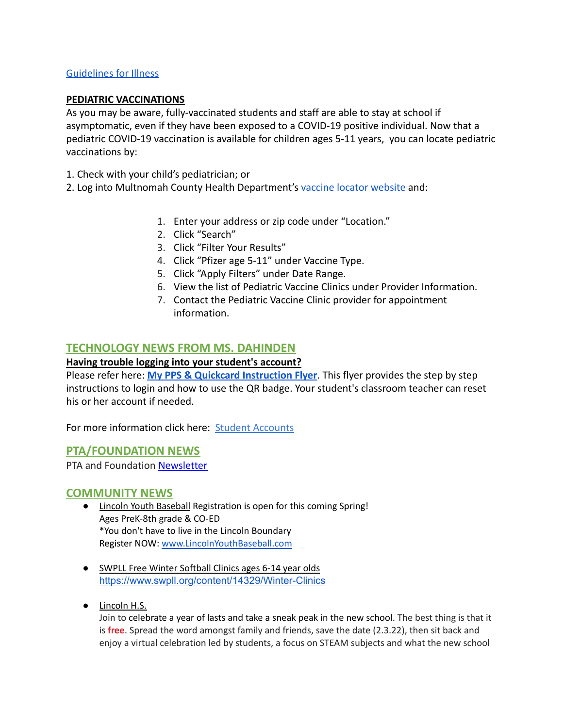Guidelines for Illness

**PEDIATRIC VACCINATIONS**

As you may be aware, fully-vaccinated students and staff are able to stay at school if asymptomatic, even if they have been exposed to a COVID-19 positive individual. Now that a pediatric COVID-19 vaccination is available for children ages 5-11 years, you can locate pediatric vaccinations by:

1. Check with your child's pediatrician; or
2. Log into Multnomah County Health Department's vaccine locator website and:
    1. Enter your address or zip code under "Location."
    2. Click "Search"
    3. Click "Filter Your Results"
    4. Click "Pfizer age 5-11" under Vaccine Type.
    5. Click "Apply Filters" under Date Range.
    6. View the list of Pediatric Vaccine Clinics under Provider Information.
    7. Contact the Pediatric Vaccine Clinic provider for appointment information.

## TECHNOLOGY NEWS FROM MS. DAHINDEN

**Having trouble logging into your student's account?**

Please refer here: **My PPS & Quickcard Instruction Flyer**. This flyer provides the step by step instructions to login and how to use the QR badge. Your student's classroom teacher can reset his or her account if needed.

For more information click here: Student Accounts

## PTA/FOUNDATION NEWS

PTA and Foundation Newsletter

## COMMUNITY NEWS

- Lincoln Youth Baseball Registration is open for this coming Spring!
  Ages PreK-8th grade & CO-ED
  *You don't have to live in the Lincoln Boundary
  Register NOW: www.LincolnYouthBaseball.com

- SWPLL Free Winter Softball Clinics ages 6-14 year olds
  https://www.swpll.org/content/14329/Winter-Clinics

- Lincoln H.S.
  Join to celebrate a year of lasts and take a sneak peak in the new school. The best thing is that it is **free**. Spread the word amongst family and friends, save the date (2.3.22), then sit back and enjoy a virtual celebration led by students, a focus on STEAM subjects and what the new school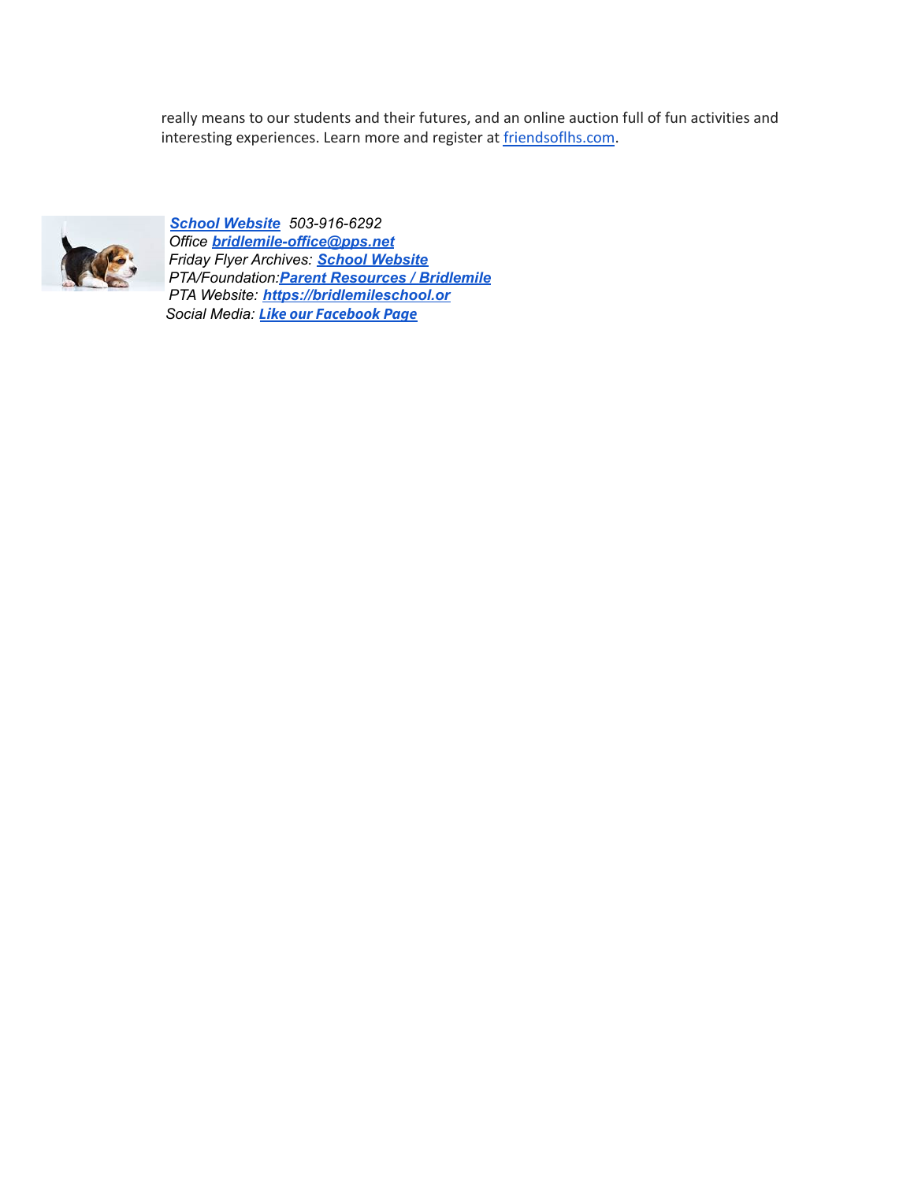really means to our students and their futures, and an online auction full of fun activities and interesting experiences. Learn more and register at [friendsoflhs.com](friendsoflhs.com).

***[School Website](#)*** *503-916-6292*
*Office* ***bridlemile-office@pps.net***
*Friday Flyer Archives:* ***School Website***
*PTA/Foundation:****Parent Resources / Bridlemile***
*PTA Website:* ***https://bridlemileschool.or***
*Social Media:* ***Like our Facebook Page***